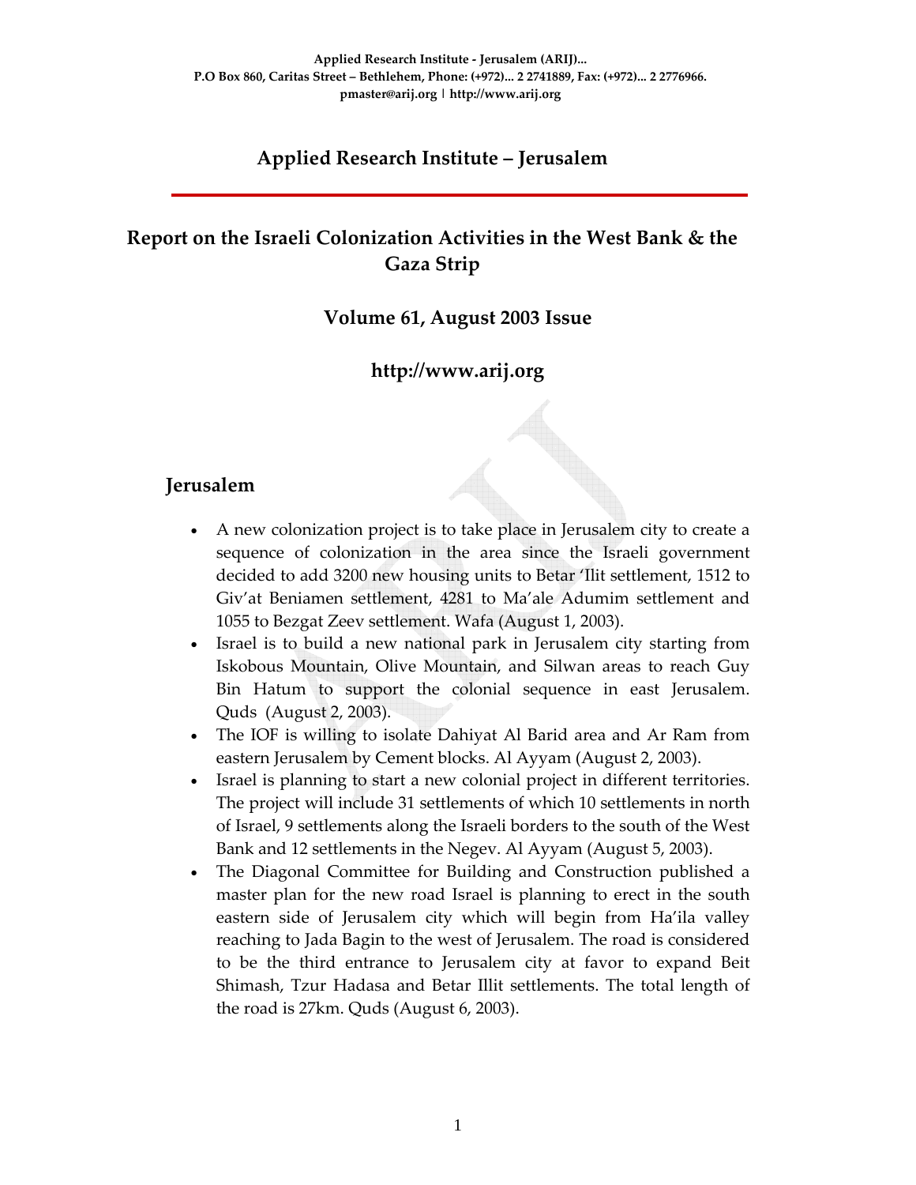Applied Research Institute - Jerusalem (ARIJ)...
P.O Box 860, Caritas Street – Bethlehem, Phone: (+972)... 2 2741889, Fax: (+972)... 2 2776966.
pmaster@arij.org | http://www.arij.org

# Applied Research Institute – Jerusalem

## Report on the Israeli Colonization Activities in the West Bank & the Gaza Strip

### Volume 61, August 2003 Issue

### http://www.arij.org

## Jerusalem

- A new colonization project is to take place in Jerusalem city to create a sequence of colonization in the area since the Israeli government decided to add 3200 new housing units to Betar 'Ilit settlement, 1512 to Giv'at Beniamen settlement, 4281 to Ma'ale Adumim settlement and 1055 to Bezgat Zeev settlement. Wafa (August 1, 2003).
- Israel is to build a new national park in Jerusalem city starting from Iskobous Mountain, Olive Mountain, and Silwan areas to reach Guy Bin Hatum to support the colonial sequence in east Jerusalem. Quds (August 2, 2003).
- The IOF is willing to isolate Dahiyat Al Barid area and Ar Ram from eastern Jerusalem by Cement blocks. Al Ayyam (August 2, 2003).
- Israel is planning to start a new colonial project in different territories. The project will include 31 settlements of which 10 settlements in north of Israel, 9 settlements along the Israeli borders to the south of the West Bank and 12 settlements in the Negev. Al Ayyam (August 5, 2003).
- The Diagonal Committee for Building and Construction published a master plan for the new road Israel is planning to erect in the south eastern side of Jerusalem city which will begin from Ha'ila valley reaching to Jada Bagin to the west of Jerusalem. The road is considered to be the third entrance to Jerusalem city at favor to expand Beit Shimash, Tzur Hadasa and Betar Illit settlements. The total length of the road is 27km. Quds (August 6, 2003).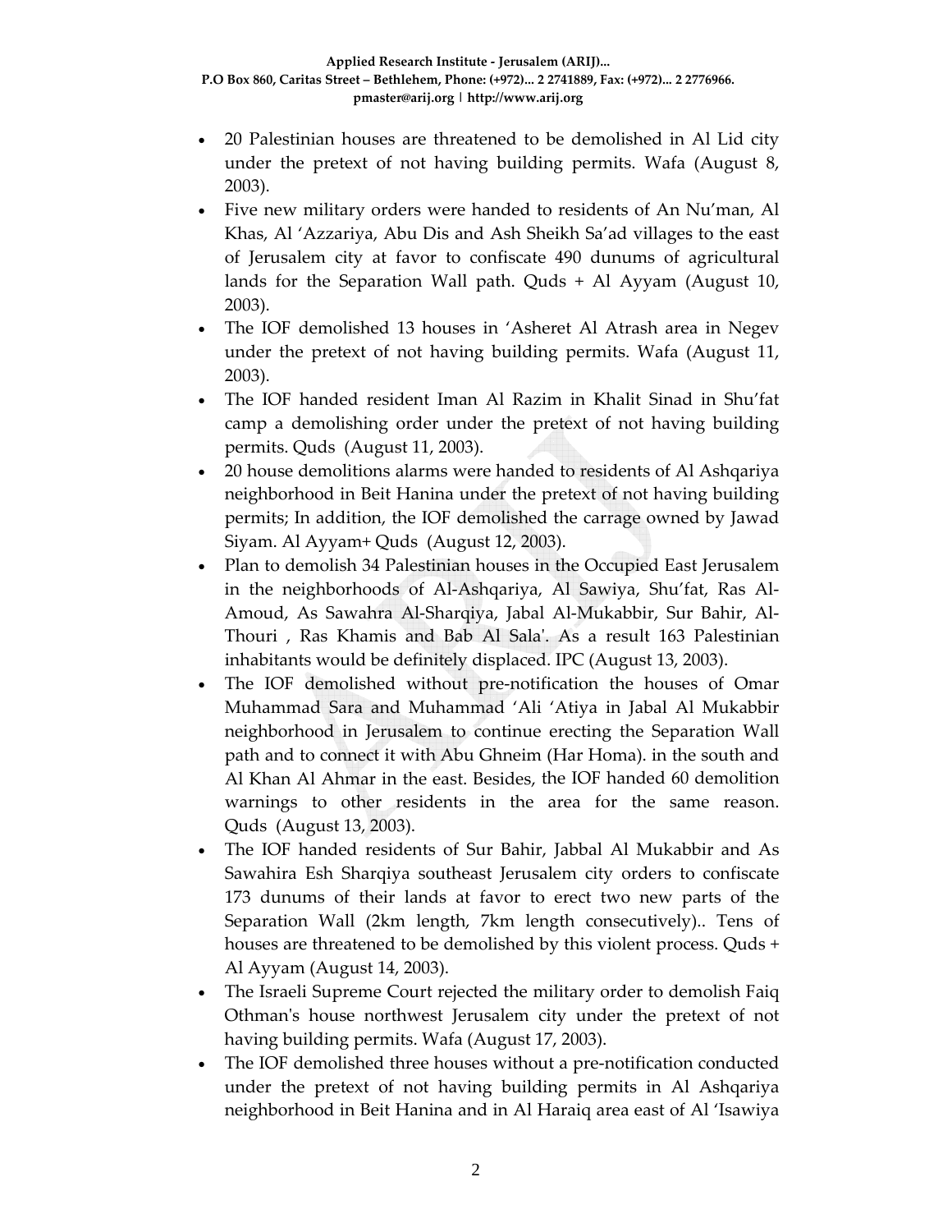- 20 Palestinian houses are threatened to be demolished in Al Lid city under the pretext of not having building permits. Wafa (August 8, 2003).
- Five new military orders were handed to residents of An Nu'man, Al Khas, Al 'Azzariya, Abu Dis and Ash Sheikh Sa'ad villages to the east of Jerusalem city at favor to confiscate 490 dunums of agricultural lands for the Separation Wall path. Quds + Al Ayyam (August 10, 2003).
- The IOF demolished 13 houses in 'Asheret Al Atrash area in Negev under the pretext of not having building permits. Wafa (August 11, 2003).
- The IOF handed resident Iman Al Razim in Khalit Sinad in Shu'fat camp a demolishing order under the pretext of not having building permits. Quds (August 11, 2003).
- 20 house demolitions alarms were handed to residents of Al Ashqariya neighborhood in Beit Hanina under the pretext of not having building permits; In addition, the IOF demolished the carrage owned by Jawad Siyam. Al Ayyam+ Quds (August 12, 2003).
- Plan to demolish 34 Palestinian houses in the Occupied East Jerusalem in the neighborhoods of Al-Ashqariya, Al Sawiya, Shu'fat, Ras Al-Amoud, As Sawahra Al-Sharqiya, Jabal Al-Mukabbir, Sur Bahir, Al-Thouri , Ras Khamis and Bab Al Sala'. As a result 163 Palestinian inhabitants would be definitely displaced. IPC (August 13, 2003).
- The IOF demolished without pre-notification the houses of Omar Muhammad Sara and Muhammad 'Ali 'Atiya in Jabal Al Mukabbir neighborhood in Jerusalem to continue erecting the Separation Wall path and to connect it with Abu Ghneim (Har Homa). in the south and Al Khan Al Ahmar in the east. Besides, the IOF handed 60 demolition warnings to other residents in the area for the same reason. Quds (August 13, 2003).
- The IOF handed residents of Sur Bahir, Jabbal Al Mukabbir and As Sawahira Esh Sharqiya southeast Jerusalem city orders to confiscate 173 dunums of their lands at favor to erect two new parts of the Separation Wall (2km length, 7km length consecutively).. Tens of houses are threatened to be demolished by this violent process. Quds + Al Ayyam (August 14, 2003).
- The Israeli Supreme Court rejected the military order to demolish Faiq Othman's house northwest Jerusalem city under the pretext of not having building permits. Wafa (August 17, 2003).
- The IOF demolished three houses without a pre-notification conducted under the pretext of not having building permits in Al Ashqariya neighborhood in Beit Hanina and in Al Haraiq area east of Al 'Isawiya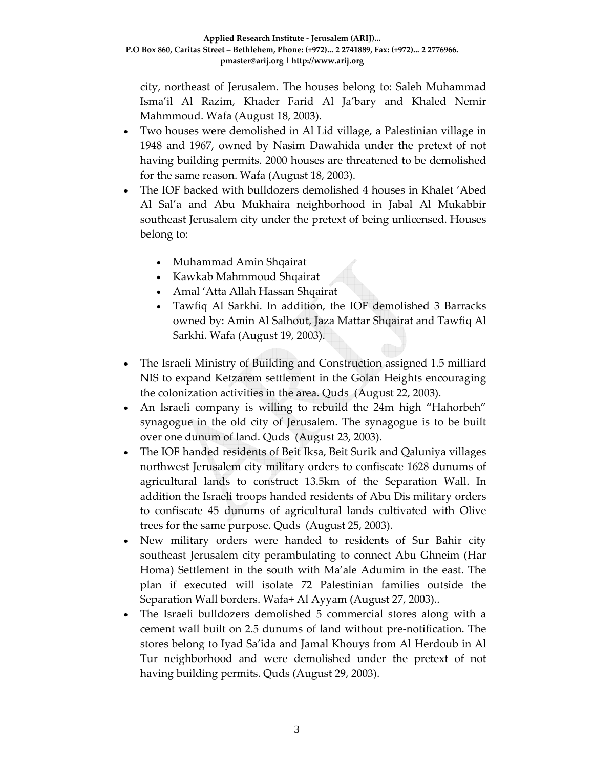city, northeast of Jerusalem. The houses belong to: Saleh Muhammad Isma'il Al Razim, Khader Farid Al Ja'bary and Khaled Nemir Mahmmoud. Wafa (August 18, 2003).

- Two houses were demolished in Al Lid village, a Palestinian village in 1948 and 1967, owned by Nasim Dawahida under the pretext of not having building permits. 2000 houses are threatened to be demolished for the same reason. Wafa (August 18, 2003).
- The IOF backed with bulldozers demolished 4 houses in Khalet 'Abed Al Sal'a and Abu Mukhaira neighborhood in Jabal Al Mukabbir southeast Jerusalem city under the pretext of being unlicensed. Houses belong to:
    - Muhammad Amin Shqairat
    - Kawkab Mahmmoud Shqairat
    - Amal 'Atta Allah Hassan Shqairat
    - Tawfiq Al Sarkhi. In addition, the IOF demolished 3 Barracks owned by: Amin Al Salhout, Jaza Mattar Shqairat and Tawfiq Al Sarkhi. Wafa (August 19, 2003).
- The Israeli Ministry of Building and Construction assigned 1.5 milliard NIS to expand Ketzarem settlement in the Golan Heights encouraging the colonization activities in the area. Quds (August 22, 2003).
- An Israeli company is willing to rebuild the 24m high "Hahorbeh" synagogue in the old city of Jerusalem. The synagogue is to be built over one dunum of land. Quds (August 23, 2003).
- The IOF handed residents of Beit Iksa, Beit Surik and Qaluniya villages northwest Jerusalem city military orders to confiscate 1628 dunums of agricultural lands to construct 13.5km of the Separation Wall. In addition the Israeli troops handed residents of Abu Dis military orders to confiscate 45 dunums of agricultural lands cultivated with Olive trees for the same purpose. Quds (August 25, 2003).
- New military orders were handed to residents of Sur Bahir city southeast Jerusalem city perambulating to connect Abu Ghneim (Har Homa) Settlement in the south with Ma'ale Adumim in the east. The plan if executed will isolate 72 Palestinian families outside the Separation Wall borders. Wafa+ Al Ayyam (August 27, 2003)..
- The Israeli bulldozers demolished 5 commercial stores along with a cement wall built on 2.5 dunums of land without pre-notification. The stores belong to Iyad Sa'ida and Jamal Khouys from Al Herdoub in Al Tur neighborhood and were demolished under the pretext of not having building permits. Quds (August 29, 2003).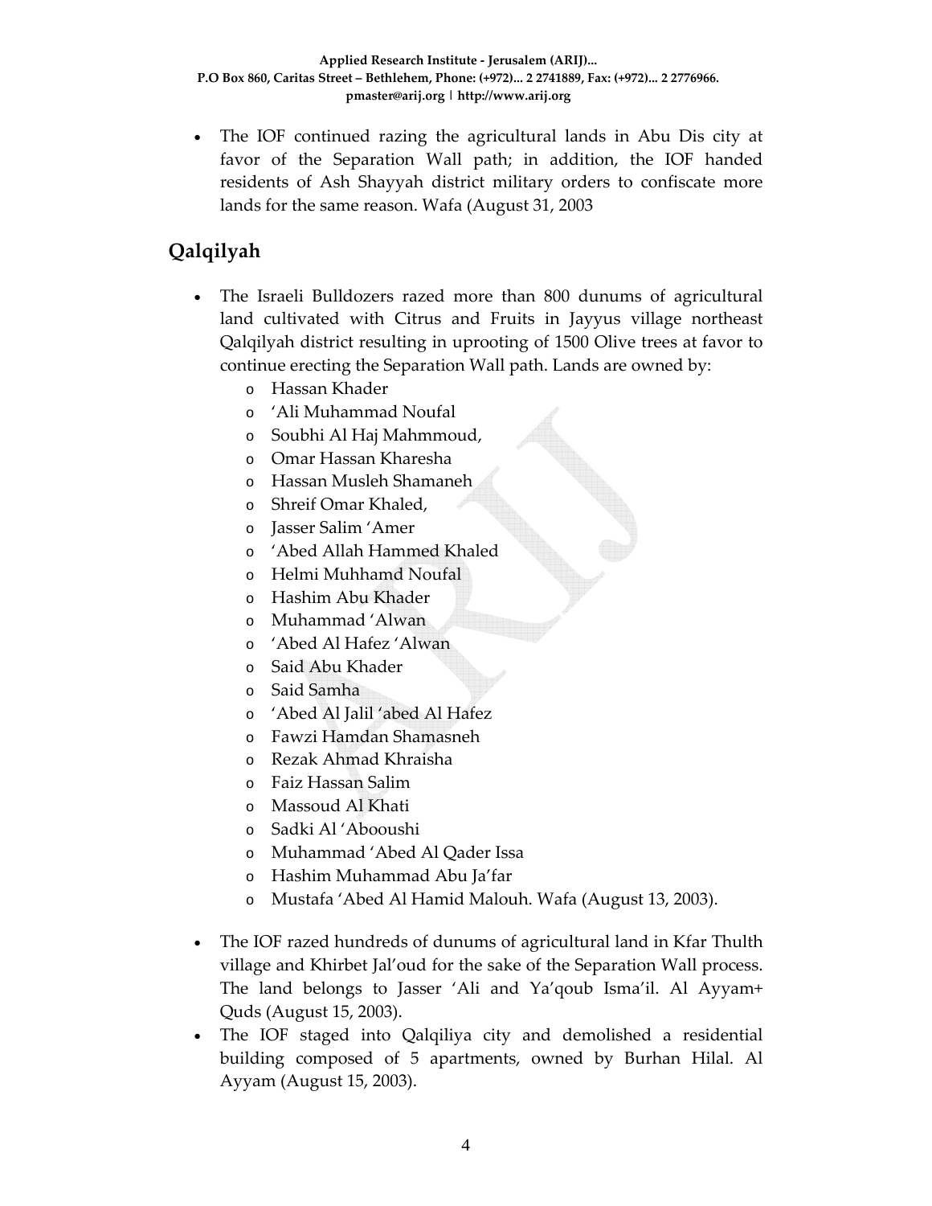- The IOF continued razing the agricultural lands in Abu Dis city at favor of the Separation Wall path; in addition, the IOF handed residents of Ash Shayyah district military orders to confiscate more lands for the same reason. Wafa (August 31, 2003

## Qalqilyah

- The Israeli Bulldozers razed more than 800 dunums of agricultural land cultivated with Citrus and Fruits in Jayyus village northeast Qalqilyah district resulting in uprooting of 1500 Olive trees at favor to continue erecting the Separation Wall path. Lands are owned by:
  - Hassan Khader
  - 'Ali Muhammad Noufal
  - Soubhi Al Haj Mahmmoud,
  - Omar Hassan Kharesha
  - Hassan Musleh Shamaneh
  - Shreif Omar Khaled,
  - Jasser Salim 'Amer
  - 'Abed Allah Hammed Khaled
  - Helmi Muhhamd Noufal
  - Hashim Abu Khader
  - Muhammad 'Alwan
  - 'Abed Al Hafez 'Alwan
  - Said Abu Khader
  - Said Samha
  - 'Abed Al Jalil 'abed Al Hafez
  - Fawzi Hamdan Shamasneh
  - Rezak Ahmad Khraisha
  - Faiz Hassan Salim
  - Massoud Al Khati
  - Sadki Al 'Abooushi
  - Muhammad 'Abed Al Qader Issa
  - Hashim Muhammad Abu Ja'far
  - Mustafa 'Abed Al Hamid Malouh. Wafa (August 13, 2003).
- The IOF razed hundreds of dunums of agricultural land in Kfar Thulth village and Khirbet Jal'oud for the sake of the Separation Wall process. The land belongs to Jasser 'Ali and Ya'qoub Isma'il. Al Ayyam+ Quds (August 15, 2003).
- The IOF staged into Qalqiliya city and demolished a residential building composed of 5 apartments, owned by Burhan Hilal. Al Ayyam (August 15, 2003).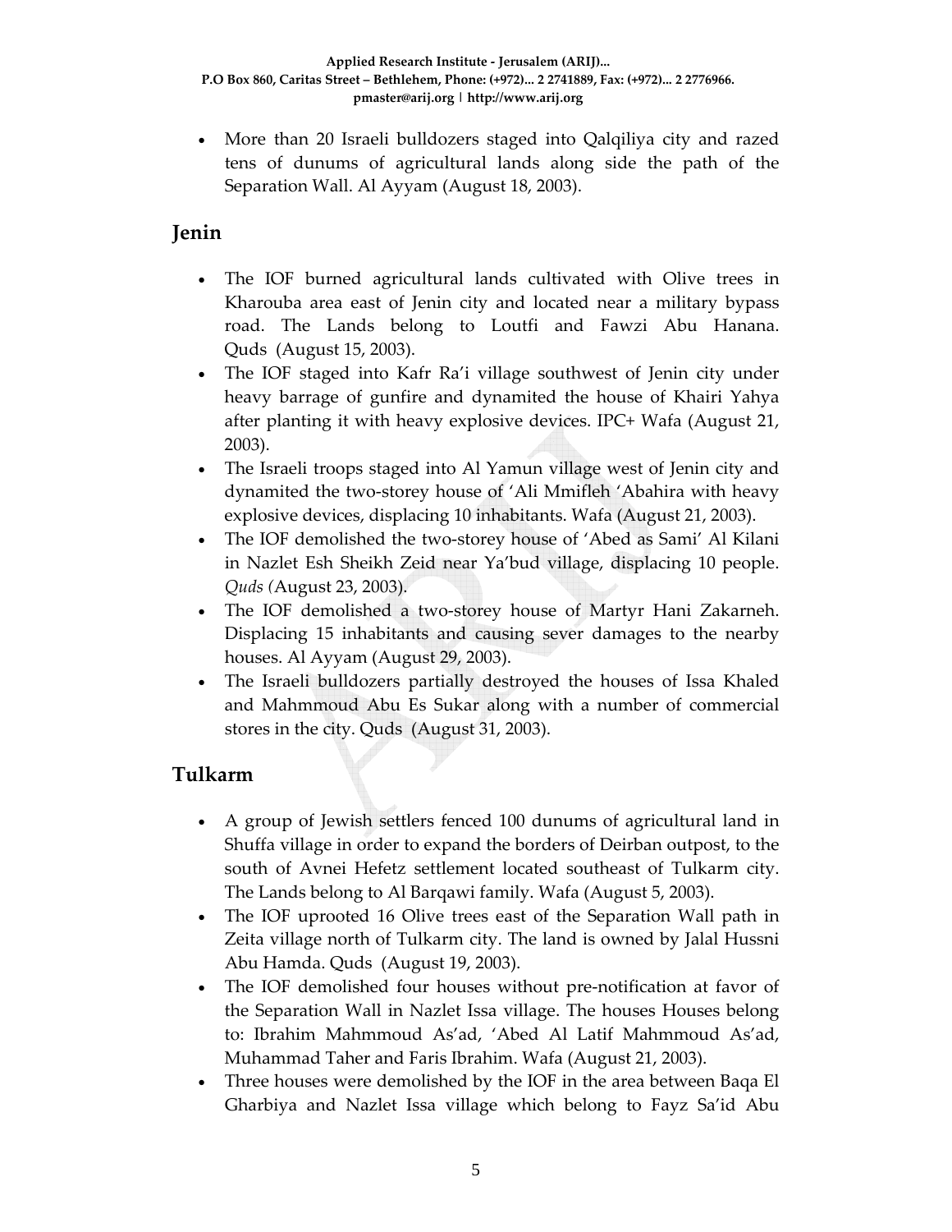- More than 20 Israeli bulldozers staged into Qalqiliya city and razed tens of dunums of agricultural lands along side the path of the Separation Wall. Al Ayyam (August 18, 2003).

## Jenin

- The IOF burned agricultural lands cultivated with Olive trees in Kharouba area east of Jenin city and located near a military bypass road. The Lands belong to Loutfi and Fawzi Abu Hanana. Quds (August 15, 2003).
- The IOF staged into Kafr Ra'i village southwest of Jenin city under heavy barrage of gunfire and dynamited the house of Khairi Yahya after planting it with heavy explosive devices. IPC+ Wafa (August 21, 2003).
- The Israeli troops staged into Al Yamun village west of Jenin city and dynamited the two-storey house of 'Ali Mmifleh 'Abahira with heavy explosive devices, displacing 10 inhabitants. Wafa (August 21, 2003).
- The IOF demolished the two-storey house of 'Abed as Sami' Al Kilani in Nazlet Esh Sheikh Zeid near Ya'bud village, displacing 10 people. *Quds (*August 23, 2003).
- The IOF demolished a two-storey house of Martyr Hani Zakarneh. Displacing 15 inhabitants and causing sever damages to the nearby houses. Al Ayyam (August 29, 2003).
- The Israeli bulldozers partially destroyed the houses of Issa Khaled and Mahmmoud Abu Es Sukar along with a number of commercial stores in the city. Quds (August 31, 2003).

## Tulkarm

- A group of Jewish settlers fenced 100 dunums of agricultural land in Shuffa village in order to expand the borders of Deirban outpost, to the south of Avnei Hefetz settlement located southeast of Tulkarm city. The Lands belong to Al Barqawi family. Wafa (August 5, 2003).
- The IOF uprooted 16 Olive trees east of the Separation Wall path in Zeita village north of Tulkarm city. The land is owned by Jalal Hussni Abu Hamda. Quds (August 19, 2003).
- The IOF demolished four houses without pre-notification at favor of the Separation Wall in Nazlet Issa village. The houses Houses belong to: Ibrahim Mahmmoud As'ad, 'Abed Al Latif Mahmmoud As'ad, Muhammad Taher and Faris Ibrahim. Wafa (August 21, 2003).
- Three houses were demolished by the IOF in the area between Baqa El Gharbiya and Nazlet Issa village which belong to Fayz Sa'id Abu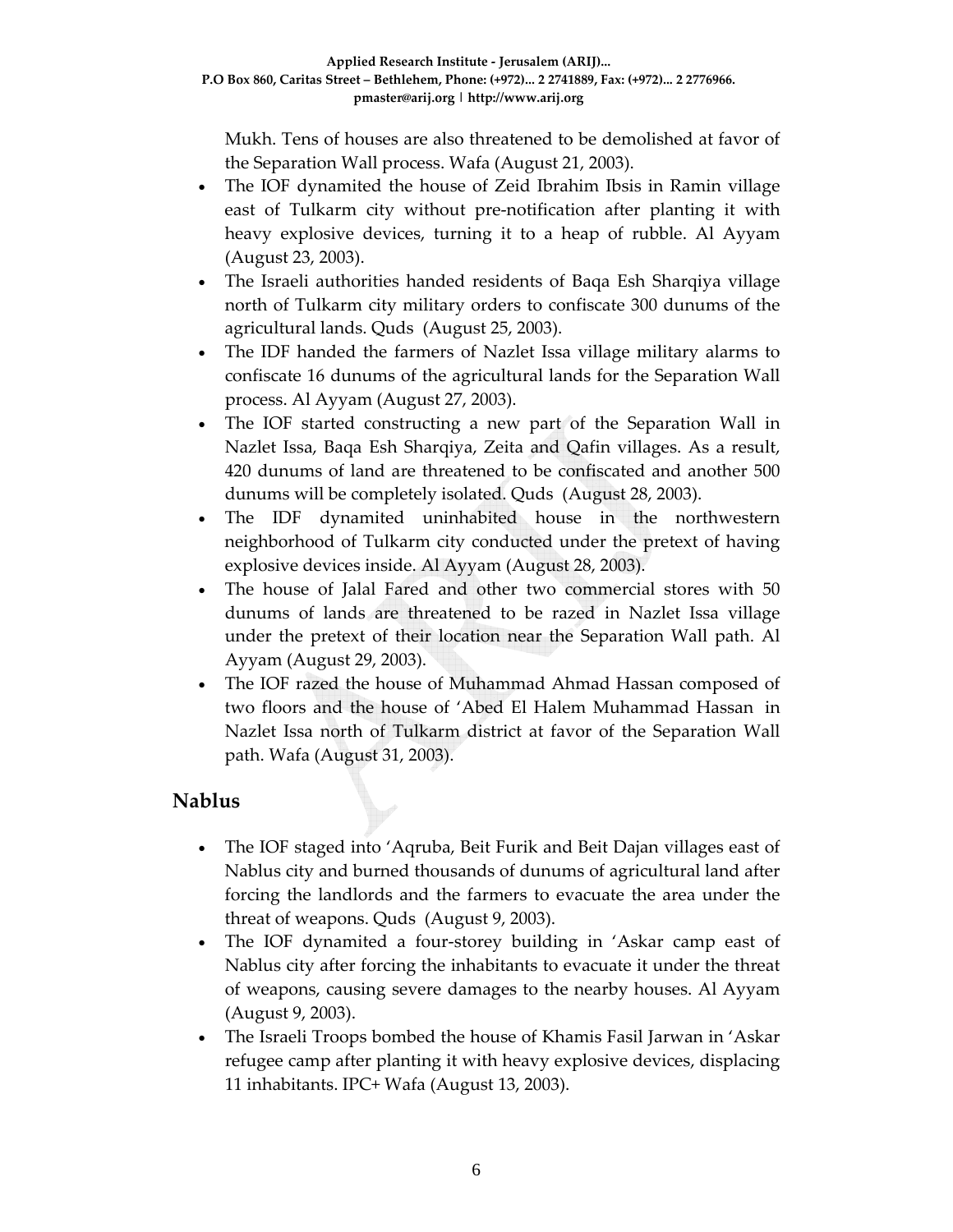Mukh. Tens of houses are also threatened to be demolished at favor of the Separation Wall process. Wafa (August 21, 2003).

- The IOF dynamited the house of Zeid Ibrahim Ibsis in Ramin village east of Tulkarm city without pre-notification after planting it with heavy explosive devices, turning it to a heap of rubble. Al Ayyam (August 23, 2003).
- The Israeli authorities handed residents of Baqa Esh Sharqiya village north of Tulkarm city military orders to confiscate 300 dunums of the agricultural lands. Quds (August 25, 2003).
- The IDF handed the farmers of Nazlet Issa village military alarms to confiscate 16 dunums of the agricultural lands for the Separation Wall process. Al Ayyam (August 27, 2003).
- The IOF started constructing a new part of the Separation Wall in Nazlet Issa, Baqa Esh Sharqiya, Zeita and Qafin villages. As a result, 420 dunums of land are threatened to be confiscated and another 500 dunums will be completely isolated. Quds (August 28, 2003).
- The IDF dynamited uninhabited house in the northwestern neighborhood of Tulkarm city conducted under the pretext of having explosive devices inside. Al Ayyam (August 28, 2003).
- The house of Jalal Fared and other two commercial stores with 50 dunums of lands are threatened to be razed in Nazlet Issa village under the pretext of their location near the Separation Wall path. Al Ayyam (August 29, 2003).
- The IOF razed the house of Muhammad Ahmad Hassan composed of two floors and the house of 'Abed El Halem Muhammad Hassan in Nazlet Issa north of Tulkarm district at favor of the Separation Wall path. Wafa (August 31, 2003).

## Nablus

- The IOF staged into 'Aqruba, Beit Furik and Beit Dajan villages east of Nablus city and burned thousands of dunums of agricultural land after forcing the landlords and the farmers to evacuate the area under the threat of weapons. Quds (August 9, 2003).
- The IOF dynamited a four-storey building in 'Askar camp east of Nablus city after forcing the inhabitants to evacuate it under the threat of weapons, causing severe damages to the nearby houses. Al Ayyam (August 9, 2003).
- The Israeli Troops bombed the house of Khamis Fasil Jarwan in 'Askar refugee camp after planting it with heavy explosive devices, displacing 11 inhabitants. IPC+ Wafa (August 13, 2003).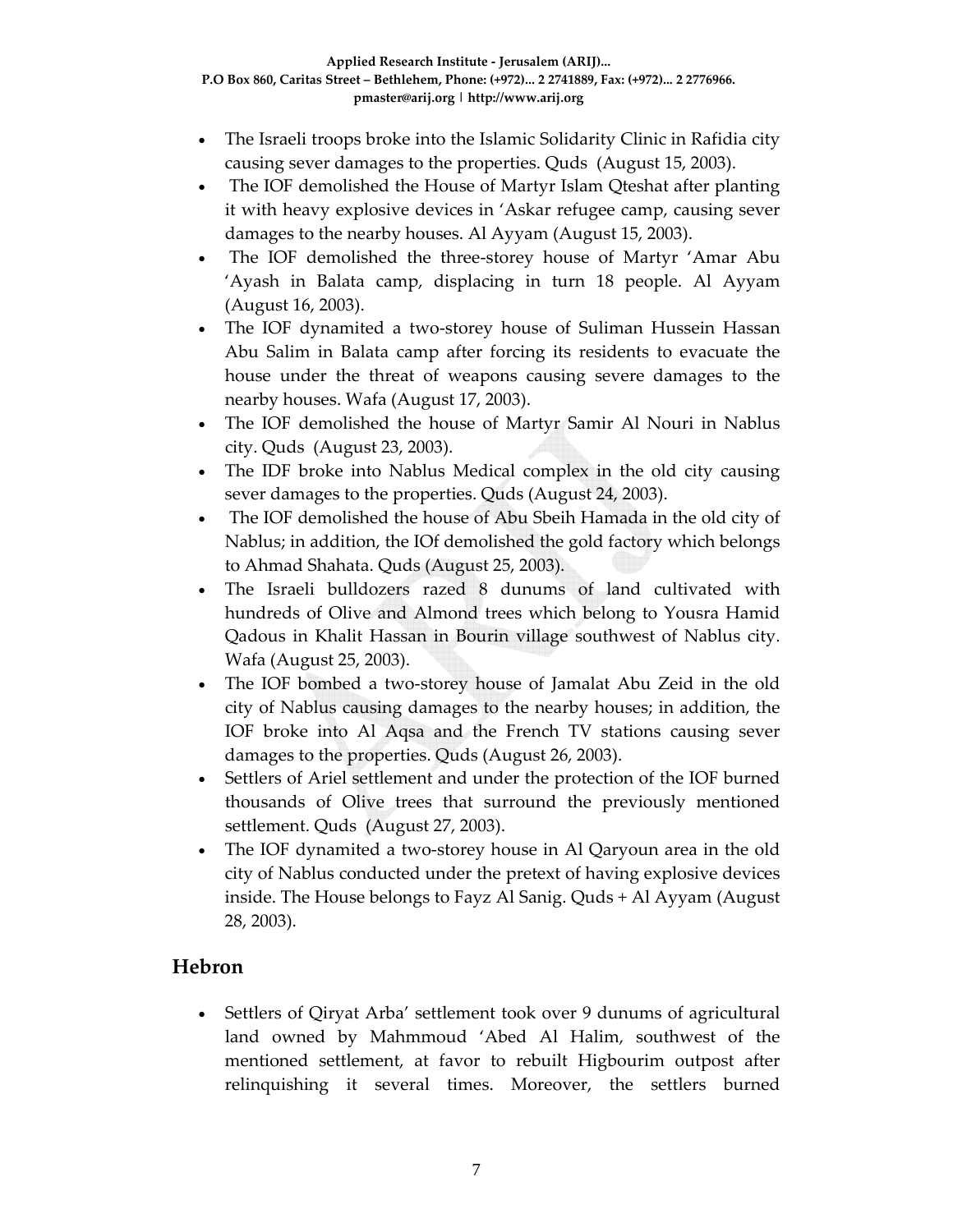- The Israeli troops broke into the Islamic Solidarity Clinic in Rafidia city causing sever damages to the properties. Quds (August 15, 2003).
- The IOF demolished the House of Martyr Islam Qteshat after planting it with heavy explosive devices in 'Askar refugee camp, causing sever damages to the nearby houses. Al Ayyam (August 15, 2003).
- The IOF demolished the three-storey house of Martyr 'Amar Abu 'Ayash in Balata camp, displacing in turn 18 people. Al Ayyam (August 16, 2003).
- The IOF dynamited a two-storey house of Suliman Hussein Hassan Abu Salim in Balata camp after forcing its residents to evacuate the house under the threat of weapons causing severe damages to the nearby houses. Wafa (August 17, 2003).
- The IOF demolished the house of Martyr Samir Al Nouri in Nablus city. Quds (August 23, 2003).
- The IDF broke into Nablus Medical complex in the old city causing sever damages to the properties. Quds (August 24, 2003).
- The IOF demolished the house of Abu Sbeih Hamada in the old city of Nablus; in addition, the IOf demolished the gold factory which belongs to Ahmad Shahata. Quds (August 25, 2003).
- The Israeli bulldozers razed 8 dunums of land cultivated with hundreds of Olive and Almond trees which belong to Yousra Hamid Qadous in Khalit Hassan in Bourin village southwest of Nablus city. Wafa (August 25, 2003).
- The IOF bombed a two-storey house of Jamalat Abu Zeid in the old city of Nablus causing damages to the nearby houses; in addition, the IOF broke into Al Aqsa and the French TV stations causing sever damages to the properties. Quds (August 26, 2003).
- Settlers of Ariel settlement and under the protection of the IOF burned thousands of Olive trees that surround the previously mentioned settlement. Quds (August 27, 2003).
- The IOF dynamited a two-storey house in Al Qaryoun area in the old city of Nablus conducted under the pretext of having explosive devices inside. The House belongs to Fayz Al Sanig. Quds + Al Ayyam (August 28, 2003).

## Hebron

- Settlers of Qiryat Arba' settlement took over 9 dunums of agricultural land owned by Mahmmoud 'Abed Al Halim, southwest of the mentioned settlement, at favor to rebuilt Higbourim outpost after relinquishing it several times. Moreover, the settlers burned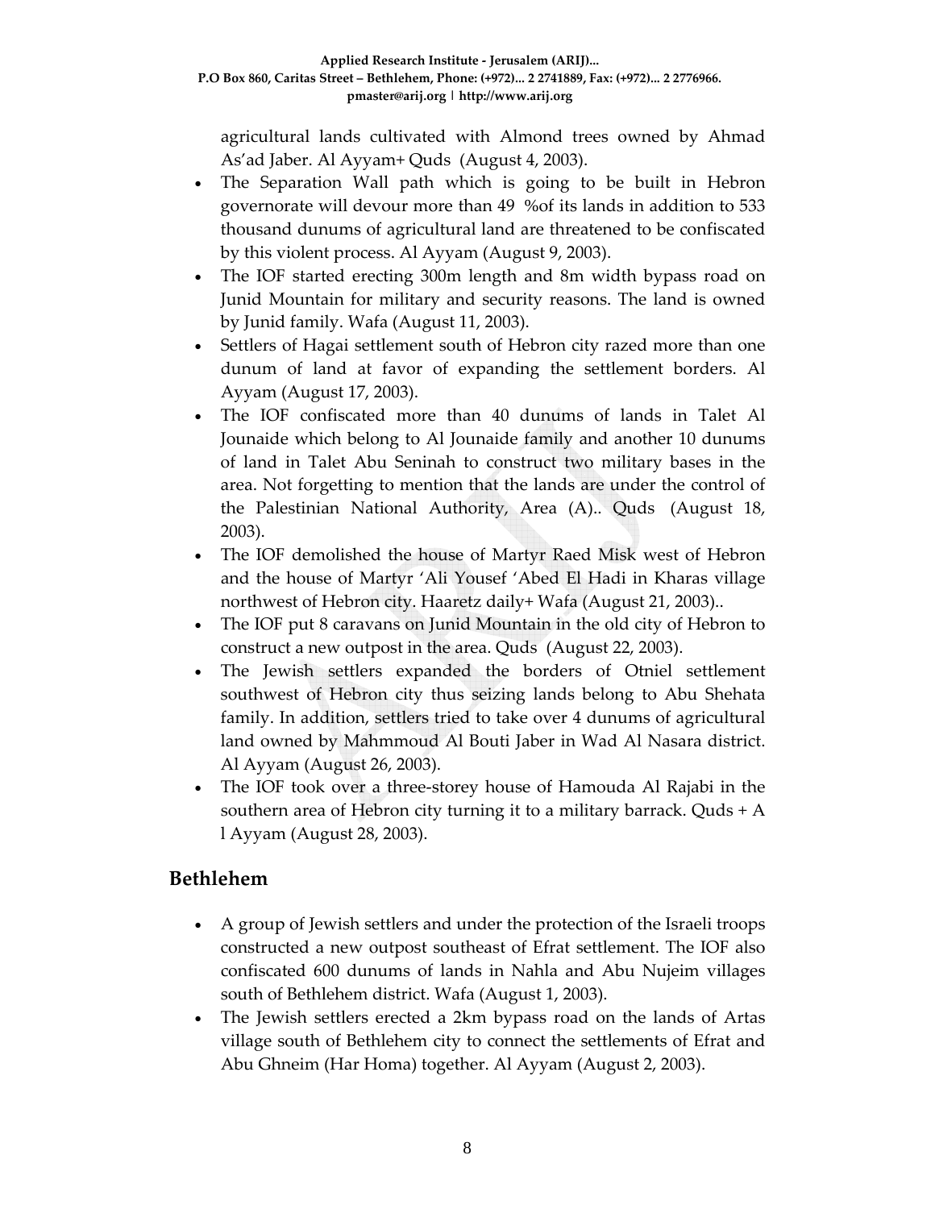agricultural lands cultivated with Almond trees owned by Ahmad As'ad Jaber. Al Ayyam+ Quds (August 4, 2003).

- The Separation Wall path which is going to be built in Hebron governorate will devour more than 49 %of its lands in addition to 533 thousand dunums of agricultural land are threatened to be confiscated by this violent process. Al Ayyam (August 9, 2003).
- The IOF started erecting 300m length and 8m width bypass road on Junid Mountain for military and security reasons. The land is owned by Junid family. Wafa (August 11, 2003).
- Settlers of Hagai settlement south of Hebron city razed more than one dunum of land at favor of expanding the settlement borders. Al Ayyam (August 17, 2003).
- The IOF confiscated more than 40 dunums of lands in Talet Al Jounaide which belong to Al Jounaide family and another 10 dunums of land in Talet Abu Seninah to construct two military bases in the area. Not forgetting to mention that the lands are under the control of the Palestinian National Authority, Area (A).. Quds (August 18, 2003).
- The IOF demolished the house of Martyr Raed Misk west of Hebron and the house of Martyr 'Ali Yousef 'Abed El Hadi in Kharas village northwest of Hebron city. Haaretz daily+ Wafa (August 21, 2003)..
- The IOF put 8 caravans on Junid Mountain in the old city of Hebron to construct a new outpost in the area. Quds (August 22, 2003).
- The Jewish settlers expanded the borders of Otniel settlement southwest of Hebron city thus seizing lands belong to Abu Shehata family. In addition, settlers tried to take over 4 dunums of agricultural land owned by Mahmmoud Al Bouti Jaber in Wad Al Nasara district. Al Ayyam (August 26, 2003).
- The IOF took over a three-storey house of Hamouda Al Rajabi in the southern area of Hebron city turning it to a military barrack. Quds + A l Ayyam (August 28, 2003).

## Bethlehem

- A group of Jewish settlers and under the protection of the Israeli troops constructed a new outpost southeast of Efrat settlement. The IOF also confiscated 600 dunums of lands in Nahla and Abu Nujeim villages south of Bethlehem district. Wafa (August 1, 2003).
- The Jewish settlers erected a 2km bypass road on the lands of Artas village south of Bethlehem city to connect the settlements of Efrat and Abu Ghneim (Har Homa) together. Al Ayyam (August 2, 2003).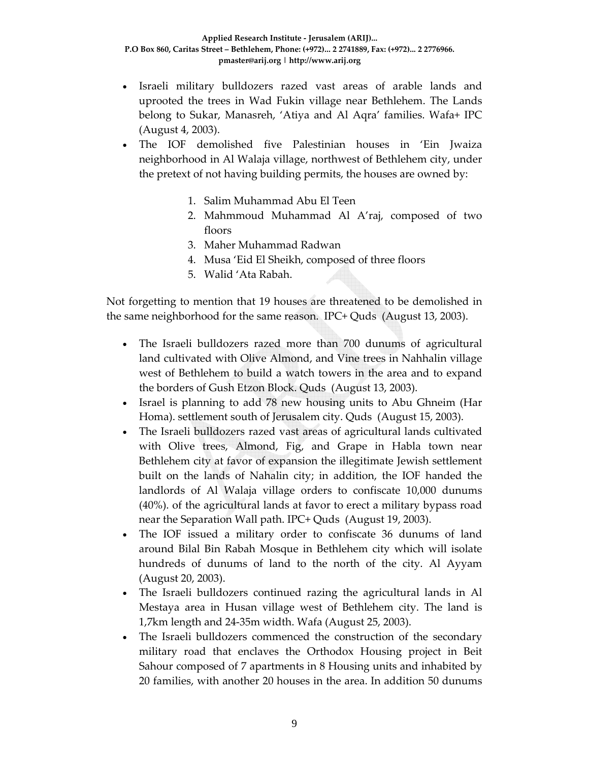- Israeli military bulldozers razed vast areas of arable lands and uprooted the trees in Wad Fukin village near Bethlehem. The Lands belong to Sukar, Manasreh, 'Atiya and Al Aqra' families. Wafa+ IPC (August 4, 2003).
- The IOF demolished five Palestinian houses in 'Ein Jwaiza neighborhood in Al Walaja village, northwest of Bethlehem city, under the pretext of not having building permits, the houses are owned by:

    1. Salim Muhammad Abu El Teen
    2. Mahmmoud Muhammad Al A'raj, composed of two floors
    3. Maher Muhammad Radwan
    4. Musa 'Eid El Sheikh, composed of three floors
    5. Walid 'Ata Rabah.

Not forgetting to mention that 19 houses are threatened to be demolished in the same neighborhood for the same reason. IPC+ Quds (August 13, 2003).

- The Israeli bulldozers razed more than 700 dunums of agricultural land cultivated with Olive Almond, and Vine trees in Nahhalin village west of Bethlehem to build a watch towers in the area and to expand the borders of Gush Etzon Block. Quds (August 13, 2003).
- Israel is planning to add 78 new housing units to Abu Ghneim (Har Homa). settlement south of Jerusalem city. Quds (August 15, 2003).
- The Israeli bulldozers razed vast areas of agricultural lands cultivated with Olive trees, Almond, Fig, and Grape in Habla town near Bethlehem city at favor of expansion the illegitimate Jewish settlement built on the lands of Nahalin city; in addition, the IOF handed the landlords of Al Walaja village orders to confiscate 10,000 dunums (40%). of the agricultural lands at favor to erect a military bypass road near the Separation Wall path. IPC+ Quds (August 19, 2003).
- The IOF issued a military order to confiscate 36 dunums of land around Bilal Bin Rabah Mosque in Bethlehem city which will isolate hundreds of dunums of land to the north of the city. Al Ayyam (August 20, 2003).
- The Israeli bulldozers continued razing the agricultural lands in Al Mestaya area in Husan village west of Bethlehem city. The land is 1,7km length and 24-35m width. Wafa (August 25, 2003).
- The Israeli bulldozers commenced the construction of the secondary military road that enclaves the Orthodox Housing project in Beit Sahour composed of 7 apartments in 8 Housing units and inhabited by 20 families, with another 20 houses in the area. In addition 50 dunums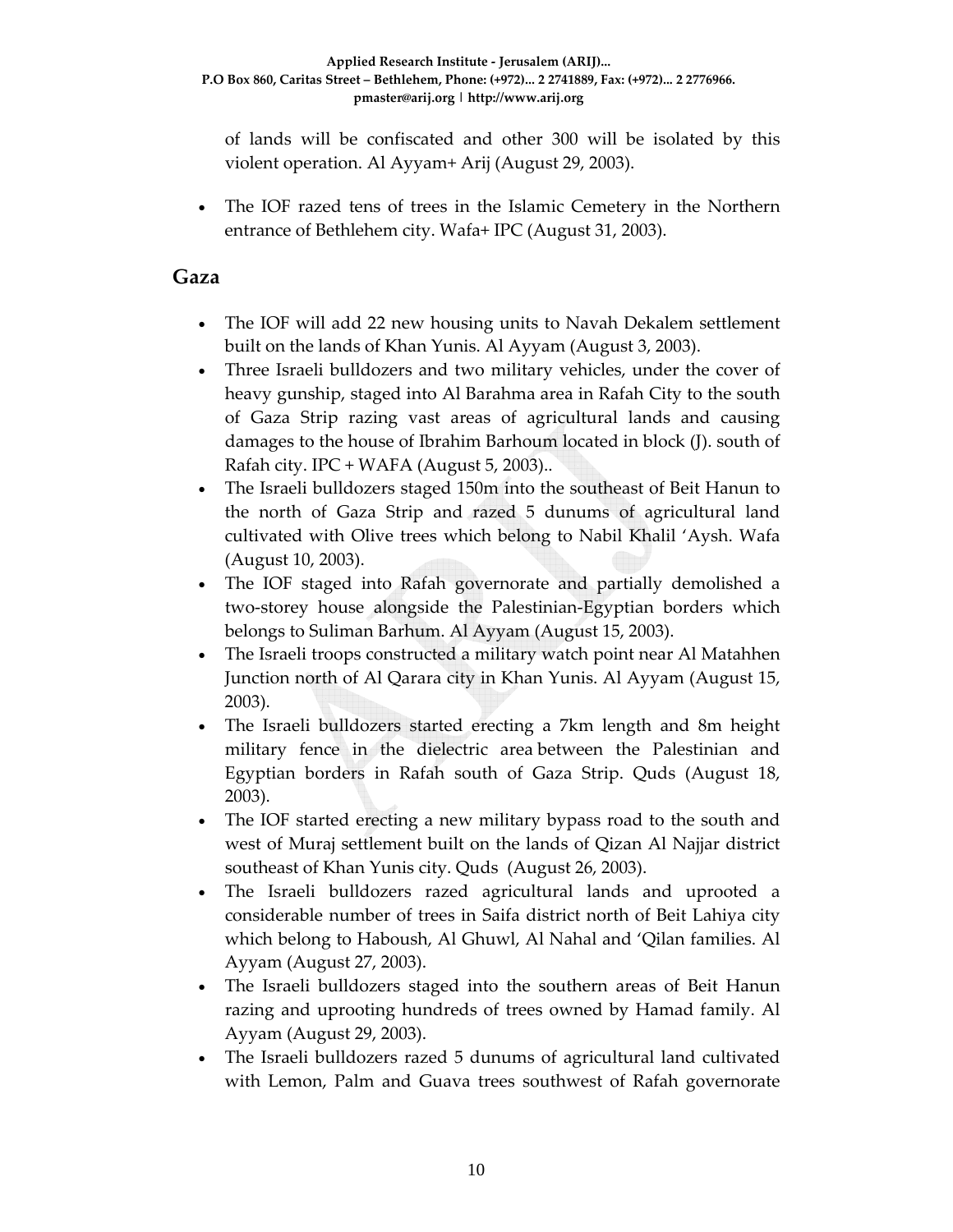of lands will be confiscated and other 300 will be isolated by this violent operation. Al Ayyam+ Arij (August 29, 2003).

- The IOF razed tens of trees in the Islamic Cemetery in the Northern entrance of Bethlehem city. Wafa+ IPC (August 31, 2003).

## Gaza

- The IOF will add 22 new housing units to Navah Dekalem settlement built on the lands of Khan Yunis. Al Ayyam (August 3, 2003).
- Three Israeli bulldozers and two military vehicles, under the cover of heavy gunship, staged into Al Barahma area in Rafah City to the south of Gaza Strip razing vast areas of agricultural lands and causing damages to the house of Ibrahim Barhoum located in block (J). south of Rafah city. IPC + WAFA (August 5, 2003)..
- The Israeli bulldozers staged 150m into the southeast of Beit Hanun to the north of Gaza Strip and razed 5 dunums of agricultural land cultivated with Olive trees which belong to Nabil Khalil 'Aysh. Wafa (August 10, 2003).
- The IOF staged into Rafah governorate and partially demolished a two-storey house alongside the Palestinian-Egyptian borders which belongs to Suliman Barhum. Al Ayyam (August 15, 2003).
- The Israeli troops constructed a military watch point near Al Matahhen Junction north of Al Qarara city in Khan Yunis. Al Ayyam (August 15, 2003).
- The Israeli bulldozers started erecting a 7km length and 8m height military fence in the dielectric area between the Palestinian and Egyptian borders in Rafah south of Gaza Strip. Quds (August 18, 2003).
- The IOF started erecting a new military bypass road to the south and west of Muraj settlement built on the lands of Qizan Al Najjar district southeast of Khan Yunis city. Quds (August 26, 2003).
- The Israeli bulldozers razed agricultural lands and uprooted a considerable number of trees in Saifa district north of Beit Lahiya city which belong to Haboush, Al Ghuwl, Al Nahal and 'Qilan families. Al Ayyam (August 27, 2003).
- The Israeli bulldozers staged into the southern areas of Beit Hanun razing and uprooting hundreds of trees owned by Hamad family. Al Ayyam (August 29, 2003).
- The Israeli bulldozers razed 5 dunums of agricultural land cultivated with Lemon, Palm and Guava trees southwest of Rafah governorate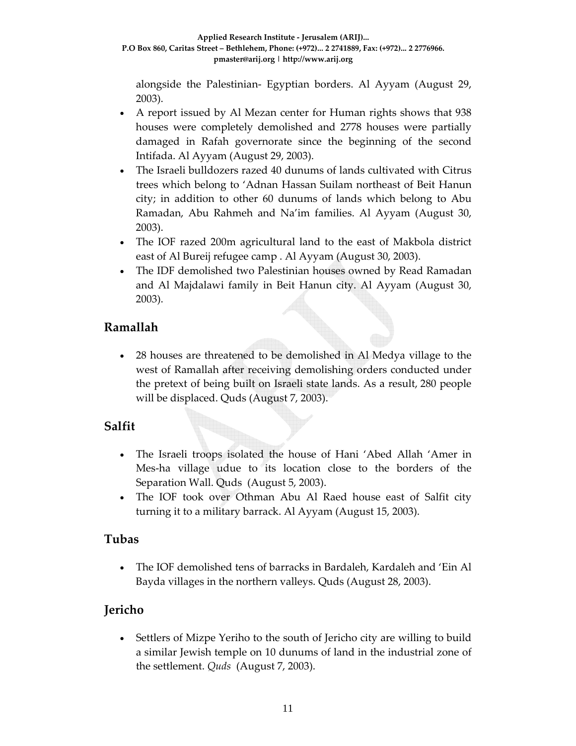alongside the Palestinian- Egyptian borders. Al Ayyam (August 29, 2003).

- A report issued by Al Mezan center for Human rights shows that 938 houses were completely demolished and 2778 houses were partially damaged in Rafah governorate since the beginning of the second Intifada. Al Ayyam (August 29, 2003).
- The Israeli bulldozers razed 40 dunums of lands cultivated with Citrus trees which belong to 'Adnan Hassan Suilam northeast of Beit Hanun city; in addition to other 60 dunums of lands which belong to Abu Ramadan, Abu Rahmeh and Na'im families. Al Ayyam (August 30, 2003).
- The IOF razed 200m agricultural land to the east of Makbola district east of Al Bureij refugee camp . Al Ayyam (August 30, 2003).
- The IDF demolished two Palestinian houses owned by Read Ramadan and Al Majdalawi family in Beit Hanun city. Al Ayyam (August 30, 2003).

## Ramallah

- 28 houses are threatened to be demolished in Al Medya village to the west of Ramallah after receiving demolishing orders conducted under the pretext of being built on Israeli state lands. As a result, 280 people will be displaced. Quds (August 7, 2003).

## Salfit

- The Israeli troops isolated the house of Hani 'Abed Allah 'Amer in Mes-ha village udue to its location close to the borders of the Separation Wall. Quds (August 5, 2003).
- The IOF took over Othman Abu Al Raed house east of Salfit city turning it to a military barrack. Al Ayyam (August 15, 2003).

## Tubas

- The IOF demolished tens of barracks in Bardaleh, Kardaleh and 'Ein Al Bayda villages in the northern valleys. Quds (August 28, 2003).

## Jericho

- Settlers of Mizpe Yeriho to the south of Jericho city are willing to build a similar Jewish temple on 10 dunums of land in the industrial zone of the settlement. *Quds* (August 7, 2003).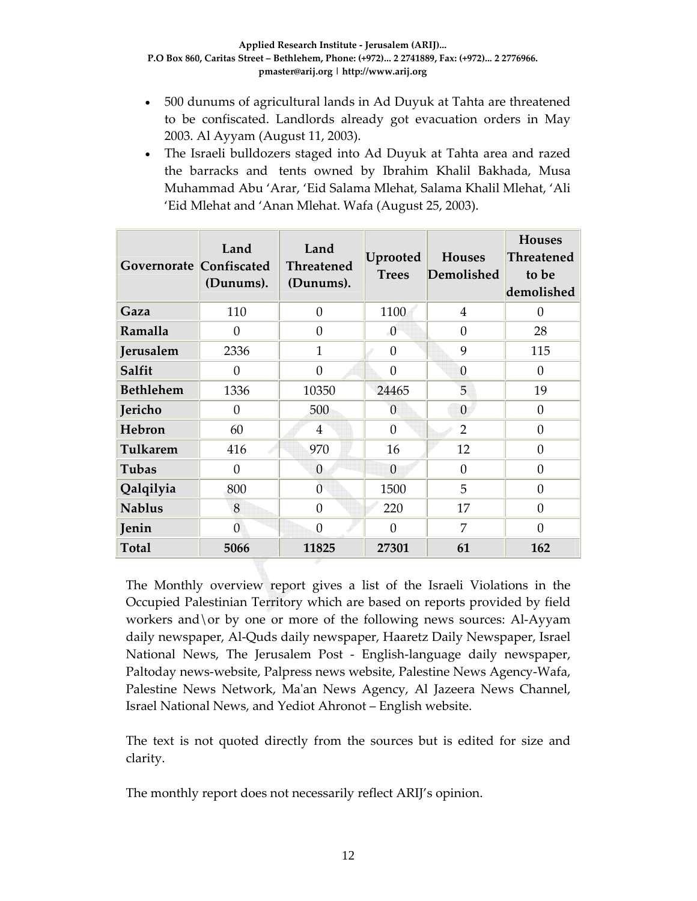- 500 dunums of agricultural lands in Ad Duyuk at Tahta are threatened to be confiscated. Landlords already got evacuation orders in May 2003. Al Ayyam (August 11, 2003).
- The Israeli bulldozers staged into Ad Duyuk at Tahta area and razed the barracks and tents owned by Ibrahim Khalil Bakhada, Musa Muhammad Abu 'Arar, 'Eid Salama Mlehat, Salama Khalil Mlehat, 'Ali 'Eid Mlehat and 'Anan Mlehat. Wafa (August 25, 2003).

| Governorate | Land Confiscated (Dunums). | Land Threatened (Dunums). | Uprooted Trees | Houses Demolished | Houses Threatened to be demolished |
|---|---|---|---|---|---|
| **Gaza** | 110 | 0 | 1100 | 4 | 0 |
| **Ramalla** | 0 | 0 | 0 | 0 | 28 |
| **Jerusalem** | 2336 | 1 | 0 | 9 | 115 |
| **Salfit** | 0 | 0 | 0 | 0 | 0 |
| **Bethlehem** | 1336 | 10350 | 24465 | 5 | 19 |
| **Jericho** | 0 | 500 | 0 | 0 | 0 |
| **Hebron** | 60 | 4 | 0 | 2 | 0 |
| **Tulkarem** | 416 | 970 | 16 | 12 | 0 |
| **Tubas** | 0 | 0 | 0 | 0 | 0 |
| **Qalqilyia** | 800 | 0 | 1500 | 5 | 0 |
| **Nablus** | 8 | 0 | 220 | 17 | 0 |
| **Jenin** | 0 | 0 | 0 | 7 | 0 |
| **Total** | **5066** | **11825** | **27301** | **61** | **162** |

The Monthly overview report gives a list of the Israeli Violations in the Occupied Palestinian Territory which are based on reports provided by field workers and\or by one or more of the following news sources: Al-Ayyam daily newspaper, Al-Quds daily newspaper, Haaretz Daily Newspaper, Israel National News, The Jerusalem Post - English-language daily newspaper, Paltoday news-website, Palpress news website, Palestine News Agency-Wafa, Palestine News Network, Ma'an News Agency, Al Jazeera News Channel, Israel National News, and Yediot Ahronot – English website.

The text is not quoted directly from the sources but is edited for size and clarity.

The monthly report does not necessarily reflect ARIJ's opinion.